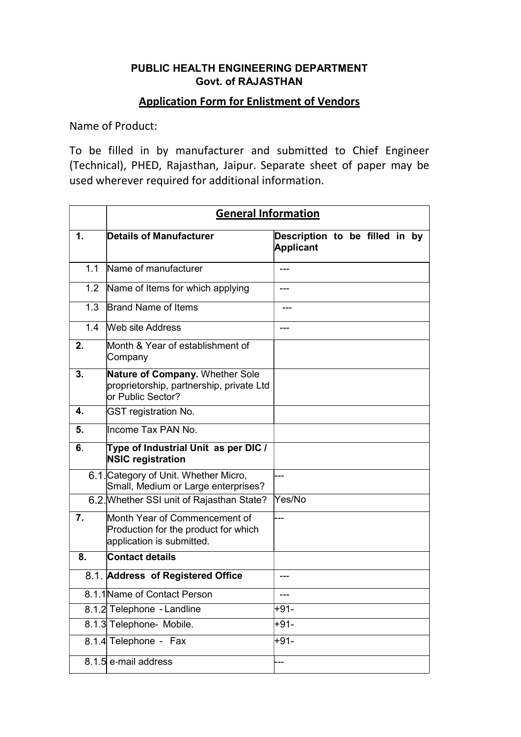**PUBLIC HEALTH ENGINEERING DEPARTMENT**
**Govt. of RAJASTHAN**

## Application Form for Enlistment of Vendors

Name of Product:

To be filled in by manufacturer and submitted to Chief Engineer (Technical), PHED, Rajasthan, Jaipur. Separate sheet of paper may be used wherever required for additional information.

| | **General Information** | |
|---|---|---|
| **1.** | **Details of Manufacturer** | **Description to be filled in by Applicant** |
| 1.1 | Name of manufacturer | --- |
| 1.2 | Name of Items for which applying | --- |
| 1.3 | Brand Name of Items | --- |
| 1.4 | Web site Address | --- |
| **2.** | Month & Year of establishment of Company | |
| **3.** | **Nature of Company.** Whether Sole proprietorship, partnership, private Ltd or Public Sector? | |
| **4.** | GST registration No. | |
| **5.** | Income Tax PAN No. | |
| **6.** | **Type of Industrial Unit as per DIC / NSIC registration** | |
| 6.1. | Category of Unit. Whether Micro, Small, Medium or Large enterprises? | --- |
| 6.2. | Whether SSI unit of Rajasthan State? | Yes/No |
| **7.** | Month Year of Commencement of Production for the product for which application is submitted. | --- |
| **8.** | **Contact details** | |
| 8.1. | **Address of Registered Office** | --- |
| 8.1.1 | Name of Contact Person | --- |
| 8.1.2 | Telephone - Landline | +91- |
| 8.1.3 | Telephone- Mobile. | +91- |
| 8.1.4 | Telephone - Fax | +91- |
| 8.1.5 | e-mail address | --- |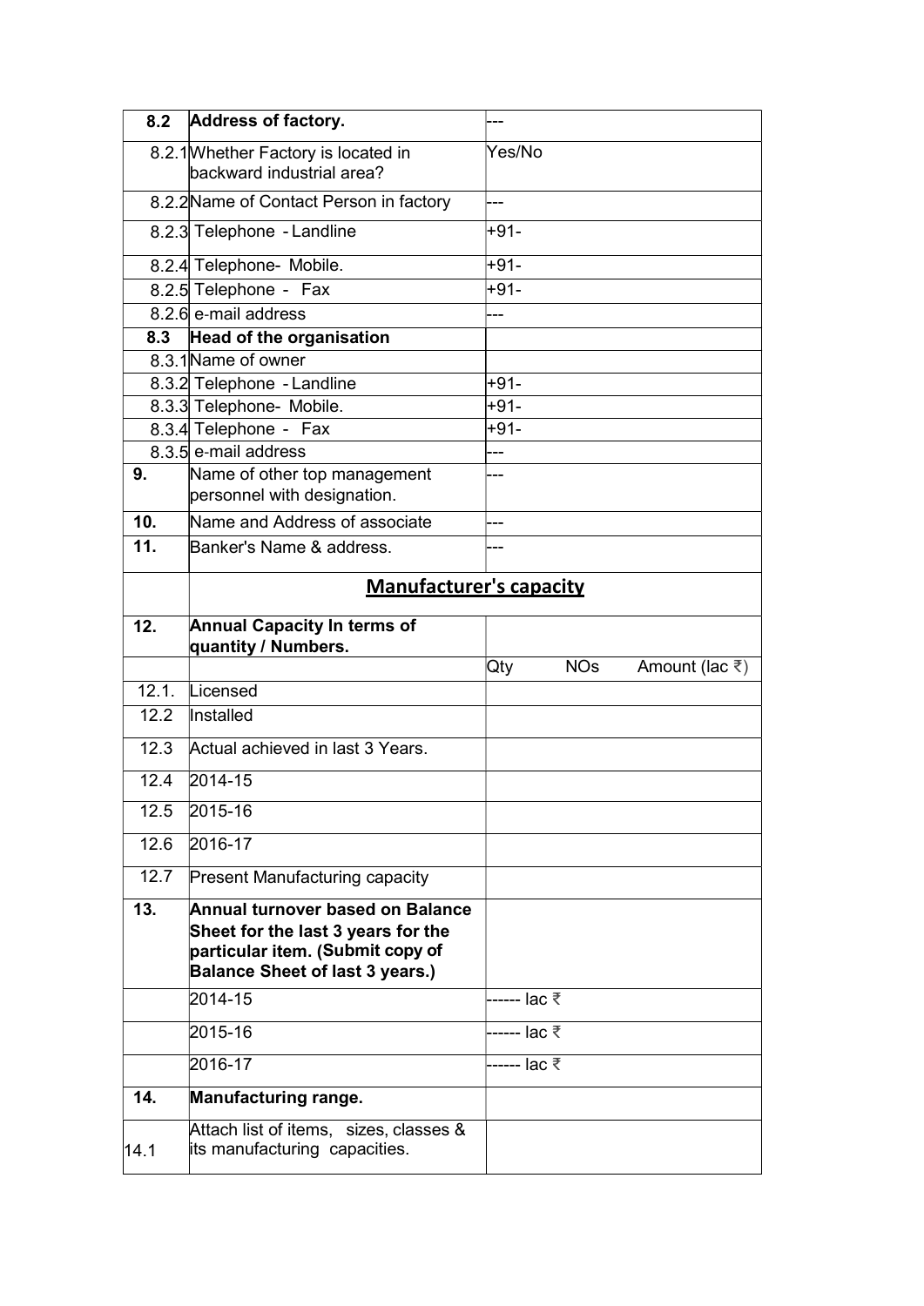| 8.2 | **Address of factory.** | --- |
|---|---|---|
| 8.2.1 | Whether Factory is located in backward industrial area? | Yes/No |
| 8.2.2 | Name of Contact Person in factory | --- |
| 8.2.3 | Telephone - Landline | +91- |
| 8.2.4 | Telephone- Mobile. | +91- |
| 8.2.5 | Telephone - Fax | +91- |
| 8.2.6 | e-mail address | --- |
| **8.3** | **Head of the organisation** | |
| 8.3.1 | Name of owner | |
| 8.3.2 | Telephone - Landline | +91- |
| 8.3.3 | Telephone- Mobile. | +91- |
| 8.3.4 | Telephone - Fax | +91- |
| 8.3.5 | e-mail address | --- |
| **9.** | Name of other top management personnel with designation. | --- |
| **10.** | Name and Address of associate | --- |
| **11.** | Banker's Name & address. | --- |
| | **Manufacturer's capacity** | |
| **12.** | **Annual Capacity In terms of quantity / Numbers.** | |
| | | Qty NOs Amount (lac ₹) |
| 12.1. | Licensed | |
| 12.2 | Installed | |
| 12.3 | Actual achieved in last 3 Years. | |
| 12.4 | 2014-15 | |
| 12.5 | 2015-16 | |
| 12.6 | 2016-17 | |
| 12.7 | Present Manufacturing capacity | |
| **13.** | **Annual turnover based on Balance Sheet for the last 3 years for the particular item. (Submit copy of Balance Sheet of last 3 years.)** | |
| | 2014-15 | ------ lac ₹ |
| | 2015-16 | ------ lac ₹ |
| | 2016-17 | ------ lac ₹ |
| **14.** | **Manufacturing range.** | |
| 14.1 | Attach list of items, sizes, classes & its manufacturing capacities. | |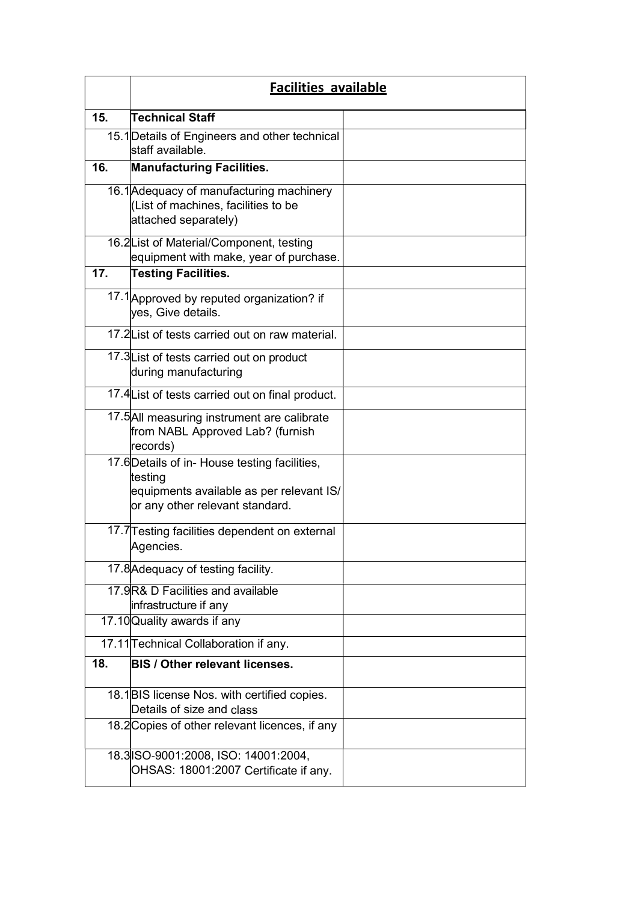| | **Facilities available** | |
|---|---|---|
| **15.** | **Technical Staff** | |
| 15.1 | Details of Engineers and other technical staff available. | |
| **16.** | **Manufacturing Facilities.** | |
| 16.1 | Adequacy of manufacturing machinery (List of machines, facilities to be attached separately) | |
| 16.2 | List of Material/Component, testing equipment with make, year of purchase. | |
| **17.** | **Testing Facilities.** | |
| 17.1 | Approved by reputed organization? if yes, Give details. | |
| 17.2 | List of tests carried out on raw material. | |
| 17.3 | List of tests carried out on product during manufacturing | |
| 17.4 | List of tests carried out on final product. | |
| 17.5 | All measuring instrument are calibrate from NABL Approved Lab? (furnish records) | |
| 17.6 | Details of in- House testing facilities, testing equipments available as per relevant IS/ or any other relevant standard. | |
| 17.7 | Testing facilities dependent on external Agencies. | |
| 17.8 | Adequacy of testing facility. | |
| 17.9 | R& D Facilities and available infrastructure if any | |
| 17.10 | Quality awards if any | |
| 17.11 | Technical Collaboration if any. | |
| **18.** | **BIS / Other relevant licenses.** | |
| 18.1 | BIS license Nos. with certified copies. Details of size and class | |
| 18.2 | Copies of other relevant licences, if any | |
| 18.3 | ISO-9001:2008, ISO: 14001:2004, OHSAS: 18001:2007 Certificate if any. | |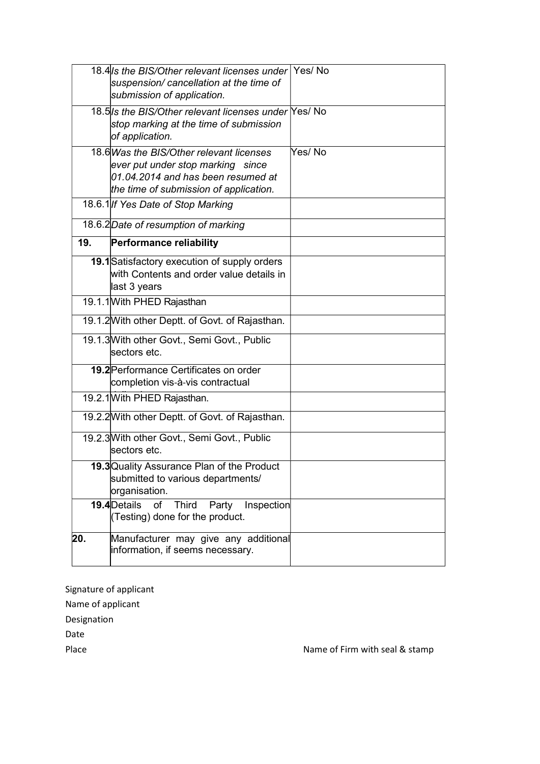| | | |
|---|---|---|
| 18.4 | *Is the BIS/Other relevant licenses under suspension/ cancellation at the time of submission of application.* | Yes/ No |
| 18.5 | *Is the BIS/Other relevant licenses under stop marking at the time of submission of application.* | Yes/ No |
| 18.6 | *Was the BIS/Other relevant licenses ever put under stop marking since 01.04.2014 and has been resumed at the time of submission of application.* | Yes/ No |
| 18.6.1 | *If Yes Date of Stop Marking* | |
| 18.6.2 | *Date of resumption of marking* | |
| **19.** | **Performance reliability** | |
| **19.1** | Satisfactory execution of supply orders with Contents and order value details in last 3 years | |
| 19.1.1 | With PHED Rajasthan | |
| 19.1.2 | With other Deptt. of Govt. of Rajasthan. | |
| 19.1.3 | With other Govt., Semi Govt., Public sectors etc. | |
| **19.2** | Performance Certificates on order completion vis-à-vis contractual | |
| 19.2.1 | With PHED Rajasthan. | |
| 19.2.2 | With other Deptt. of Govt. of Rajasthan. | |
| 19.2.3 | With other Govt., Semi Govt., Public sectors etc. | |
| **19.3** | Quality Assurance Plan of the Product submitted to various departments/ organisation. | |
| **19.4** | Details of Third Party Inspection (Testing) done for the product. | |
| **20.** | Manufacturer may give any additional information, if seems necessary. | |

Signature of applicant

Name of applicant

Designation

Date

Place

Name of Firm with seal & stamp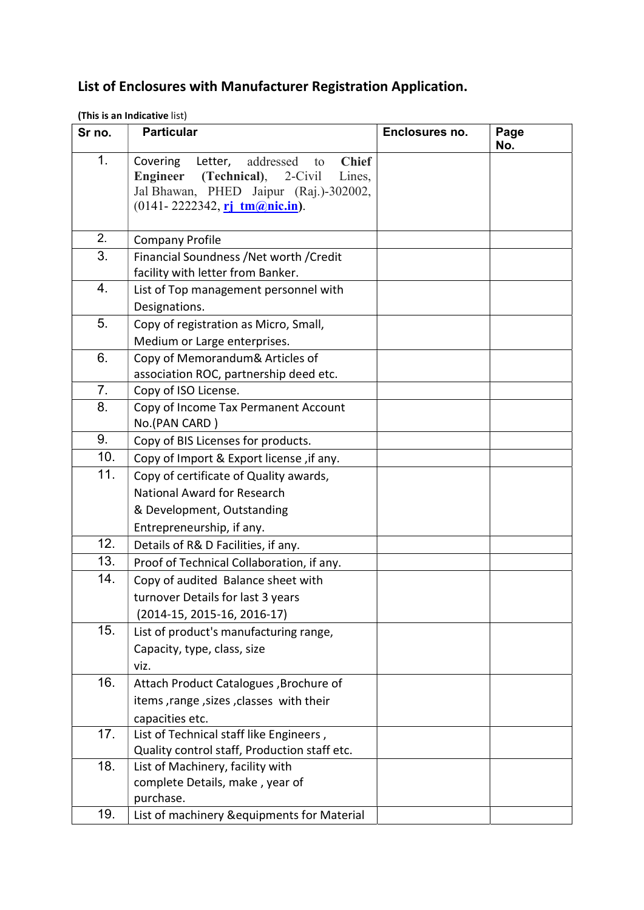## List of Enclosures with Manufacturer Registration Application.

**(This is an Indicative** list)

| Sr no. | Particular | Enclosures no. | Page No. |
|---|---|---|---|
| 1. | Covering Letter, addressed to **Chief Engineer (Technical)**, 2-Civil Lines, Jal Bhawan, PHED Jaipur (Raj.)-302002, (0141- 2222342, **rj_tm@nic.in**). | | |
| 2. | Company Profile | | |
| 3. | Financial Soundness /Net worth /Credit facility with letter from Banker. | | |
| 4. | List of Top management personnel with Designations. | | |
| 5. | Copy of registration as Micro, Small, Medium or Large enterprises. | | |
| 6. | Copy of Memorandum& Articles of association ROC, partnership deed etc. | | |
| 7. | Copy of ISO License. | | |
| 8. | Copy of Income Tax Permanent Account No.(PAN CARD ) | | |
| 9. | Copy of BIS Licenses for products. | | |
| 10. | Copy of Import & Export license ,if any. | | |
| 11. | Copy of certificate of Quality awards, National Award for Research & Development, Outstanding Entrepreneurship, if any. | | |
| 12. | Details of R& D Facilities, if any. | | |
| 13. | Proof of Technical Collaboration, if any. | | |
| 14. | Copy of audited Balance sheet with turnover Details for last 3 years (2014-15, 2015-16, 2016-17) | | |
| 15. | List of product's manufacturing range, Capacity, type, class, size viz. | | |
| 16. | Attach Product Catalogues ,Brochure of items ,range ,sizes ,classes with their capacities etc. | | |
| 17. | List of Technical staff like Engineers , Quality control staff, Production staff etc. | | |
| 18. | List of Machinery, facility with complete Details, make , year of purchase. | | |
| 19. | List of machinery &equipments for Material | | |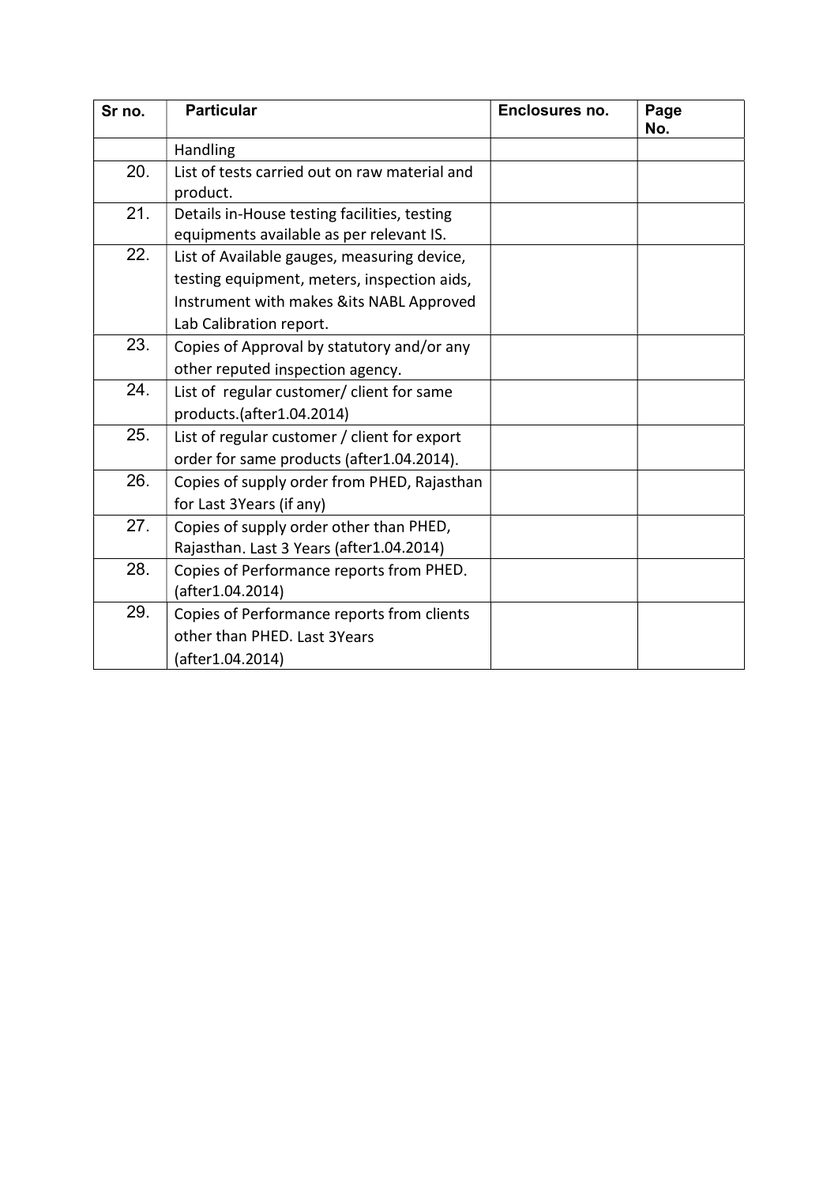| Sr no. | Particular | Enclosures no. | Page No. |
|---|---|---|---|
| | Handling | | |
| 20. | List of tests carried out on raw material and product. | | |
| 21. | Details in-House testing facilities, testing equipments available as per relevant IS. | | |
| 22. | List of Available gauges, measuring device, testing equipment, meters, inspection aids, Instrument with makes &its NABL Approved Lab Calibration report. | | |
| 23. | Copies of Approval by statutory and/or any other reputed inspection agency. | | |
| 24. | List of regular customer/ client for same products.(after1.04.2014) | | |
| 25. | List of regular customer / client for export order for same products (after1.04.2014). | | |
| 26. | Copies of supply order from PHED, Rajasthan for Last 3Years (if any) | | |
| 27. | Copies of supply order other than PHED, Rajasthan. Last 3 Years (after1.04.2014) | | |
| 28. | Copies of Performance reports from PHED. (after1.04.2014) | | |
| 29. | Copies of Performance reports from clients other than PHED. Last 3Years (after1.04.2014) | | |